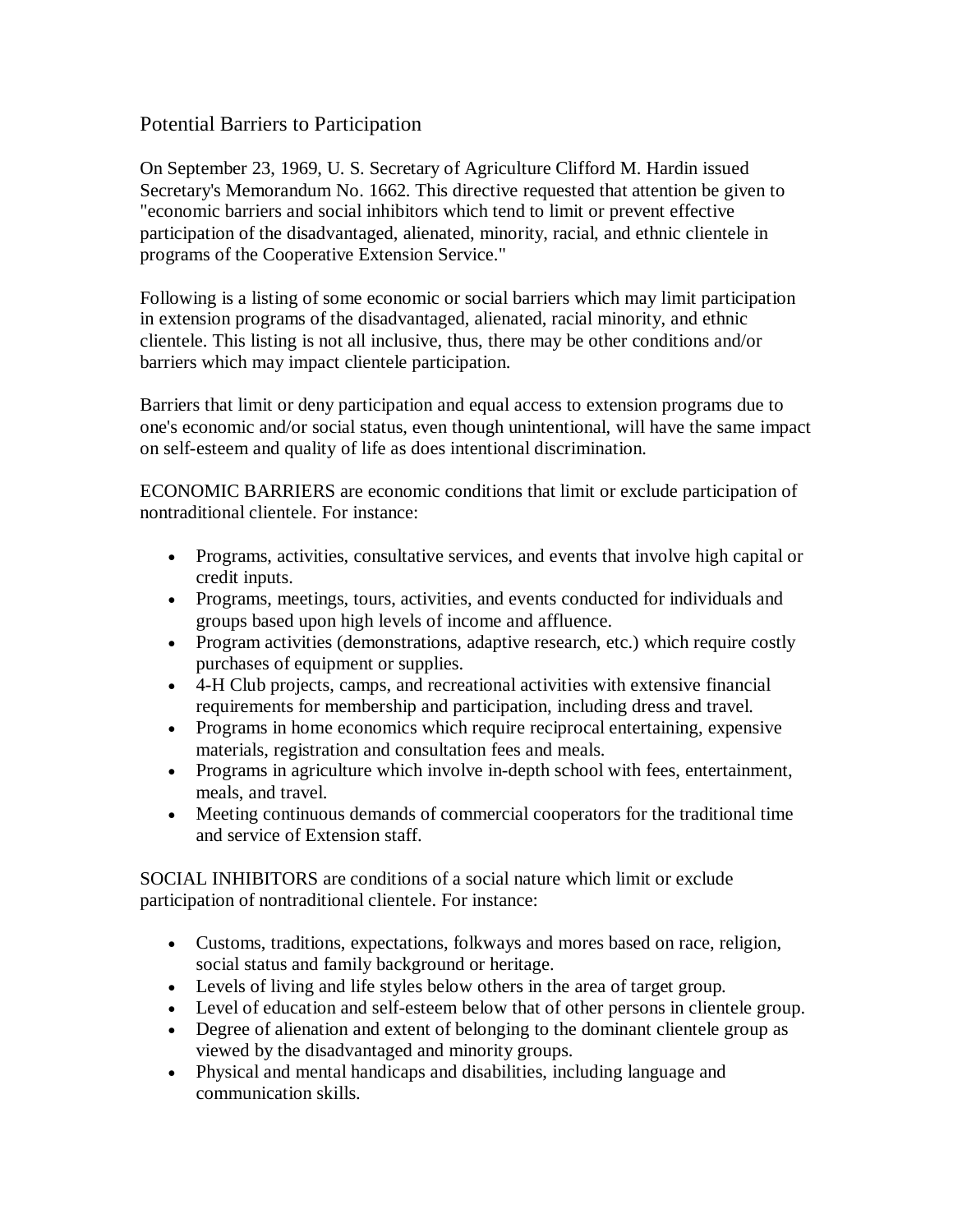# Potential Barriers to Participation

On September 23, 1969, U. S. Secretary of Agriculture Clifford M. Hardin issued Secretary's Memorandum No. 1662. This directive requested that attention be given to "economic barriers and social inhibitors which tend to limit or prevent effective participation of the disadvantaged, alienated, minority, racial, and ethnic clientele in programs of the Cooperative Extension Service."

Following is a listing of some economic or social barriers which may limit participation in extension programs of the disadvantaged, alienated, racial minority, and ethnic clientele. This listing is not all inclusive, thus, there may be other conditions and/or barriers which may impact clientele participation.

Barriers that limit or deny participation and equal access to extension programs due to one's economic and/or social status, even though unintentional, will have the same impact on self-esteem and quality of life as does intentional discrimination.

ECONOMIC BARRIERS are economic conditions that limit or exclude participation of nontraditional clientele. For instance:

- Programs, activities, consultative services, and events that involve high capital or credit inputs.
- Programs, meetings, tours, activities, and events conducted for individuals and groups based upon high levels of income and affluence.
- Program activities (demonstrations, adaptive research, etc.) which require costly purchases of equipment or supplies.
- 4-H Club projects, camps, and recreational activities with extensive financial requirements for membership and participation, including dress and travel.
- Programs in home economics which require reciprocal entertaining, expensive materials, registration and consultation fees and meals.
- Programs in agriculture which involve in-depth school with fees, entertainment, meals, and travel.
- Meeting continuous demands of commercial cooperators for the traditional time and service of Extension staff.

SOCIAL INHIBITORS are conditions of a social nature which limit or exclude participation of nontraditional clientele. For instance:

- Customs, traditions, expectations, folkways and mores based on race, religion, social status and family background or heritage.
- Levels of living and life styles below others in the area of target group.
- Level of education and self-esteem below that of other persons in clientele group.
- Degree of alienation and extent of belonging to the dominant clientele group as viewed by the disadvantaged and minority groups.
- Physical and mental handicaps and disabilities, including language and communication skills.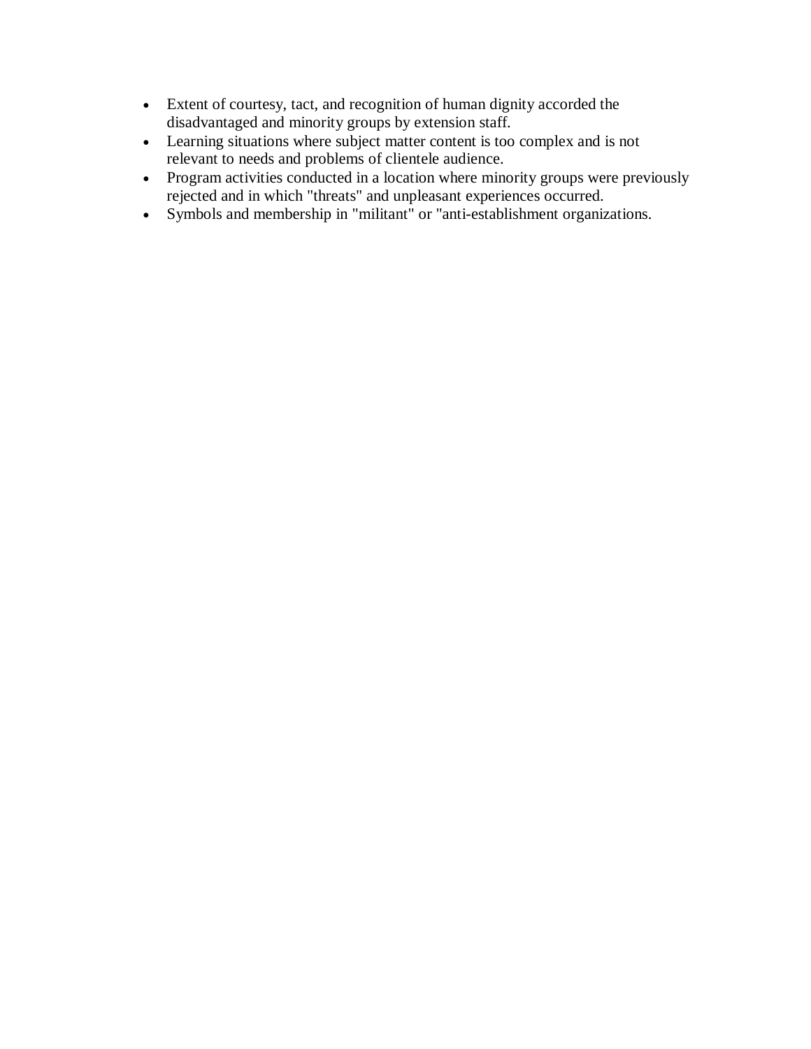- Extent of courtesy, tact, and recognition of human dignity accorded the disadvantaged and minority groups by extension staff.
- Learning situations where subject matter content is too complex and is not relevant to needs and problems of clientele audience.
- Program activities conducted in a location where minority groups were previously rejected and in which "threats" and unpleasant experiences occurred.
- Symbols and membership in "militant" or "anti-establishment organizations.